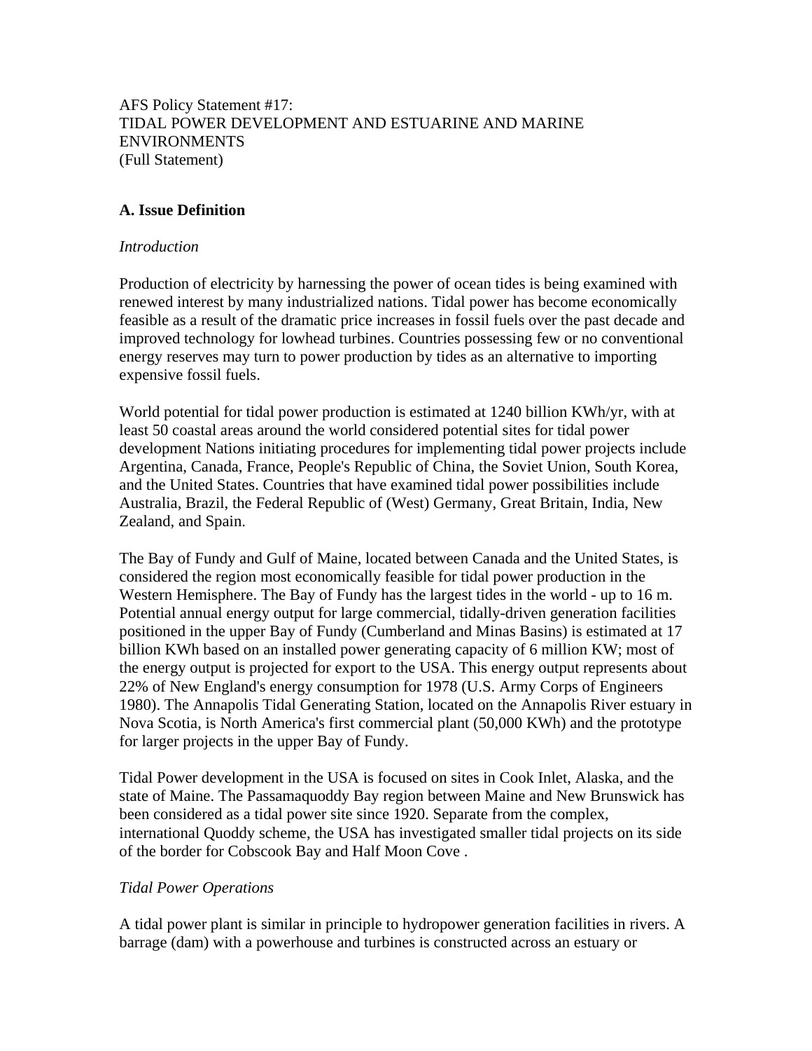AFS Policy Statement #17:
TIDAL POWER DEVELOPMENT AND ESTUARINE AND MARINE ENVIRONMENTS
(Full Statement)

## A. Issue Definition

*Introduction*

Production of electricity by harnessing the power of ocean tides is being examined with renewed interest by many industrialized nations. Tidal power has become economically feasible as a result of the dramatic price increases in fossil fuels over the past decade and improved technology for lowhead turbines. Countries possessing few or no conventional energy reserves may turn to power production by tides as an alternative to importing expensive fossil fuels.

World potential for tidal power production is estimated at 1240 billion KWh/yr, with at least 50 coastal areas around the world considered potential sites for tidal power development Nations initiating procedures for implementing tidal power projects include Argentina, Canada, France, People's Republic of China, the Soviet Union, South Korea, and the United States. Countries that have examined tidal power possibilities include Australia, Brazil, the Federal Republic of (West) Germany, Great Britain, India, New Zealand, and Spain.

The Bay of Fundy and Gulf of Maine, located between Canada and the United States, is considered the region most economically feasible for tidal power production in the Western Hemisphere. The Bay of Fundy has the largest tides in the world - up to 16 m. Potential annual energy output for large commercial, tidally-driven generation facilities positioned in the upper Bay of Fundy (Cumberland and Minas Basins) is estimated at 17 billion KWh based on an installed power generating capacity of 6 million KW; most of the energy output is projected for export to the USA. This energy output represents about 22% of New England's energy consumption for 1978 (U.S. Army Corps of Engineers 1980). The Annapolis Tidal Generating Station, located on the Annapolis River estuary in Nova Scotia, is North America's first commercial plant (50,000 KWh) and the prototype for larger projects in the upper Bay of Fundy.

Tidal Power development in the USA is focused on sites in Cook Inlet, Alaska, and the state of Maine. The Passamaquoddy Bay region between Maine and New Brunswick has been considered as a tidal power site since 1920. Separate from the complex, international Quoddy scheme, the USA has investigated smaller tidal projects on its side of the border for Cobscook Bay and Half Moon Cove .

*Tidal Power Operations*

A tidal power plant is similar in principle to hydropower generation facilities in rivers. A barrage (dam) with a powerhouse and turbines is constructed across an estuary or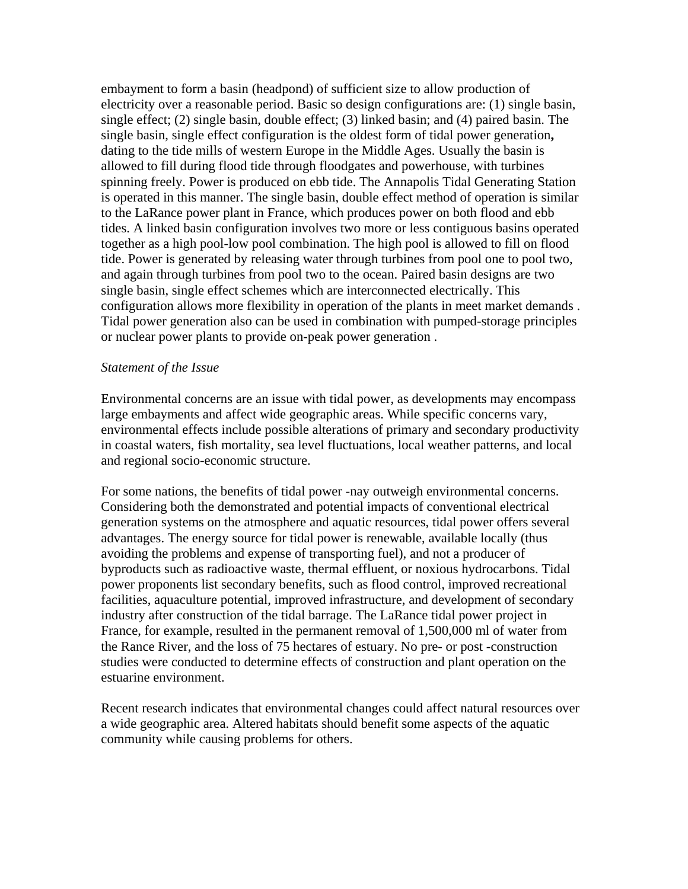embayment to form a basin (headpond) of sufficient size to allow production of electricity over a reasonable period. Basic so design configurations are: (1) single basin, single effect; (2) single basin, double effect; (3) linked basin; and (4) paired basin. The single basin, single effect configuration is the oldest form of tidal power generation**,** dating to the tide mills of western Europe in the Middle Ages. Usually the basin is allowed to fill during flood tide through floodgates and powerhouse, with turbines spinning freely. Power is produced on ebb tide. The Annapolis Tidal Generating Station is operated in this manner. The single basin, double effect method of operation is similar to the LaRance power plant in France, which produces power on both flood and ebb tides. A linked basin configuration involves two more or less contiguous basins operated together as a high pool-low pool combination. The high pool is allowed to fill on flood tide. Power is generated by releasing water through turbines from pool one to pool two, and again through turbines from pool two to the ocean. Paired basin designs are two single basin, single effect schemes which are interconnected electrically. This configuration allows more flexibility in operation of the plants in meet market demands . Tidal power generation also can be used in combination with pumped-storage principles or nuclear power plants to provide on-peak power generation .

*Statement of the Issue*

Environmental concerns are an issue with tidal power, as developments may encompass large embayments and affect wide geographic areas. While specific concerns vary, environmental effects include possible alterations of primary and secondary productivity in coastal waters, fish mortality, sea level fluctuations, local weather patterns, and local and regional socio-economic structure.

For some nations, the benefits of tidal power -nay outweigh environmental concerns. Considering both the demonstrated and potential impacts of conventional electrical generation systems on the atmosphere and aquatic resources, tidal power offers several advantages. The energy source for tidal power is renewable, available locally (thus avoiding the problems and expense of transporting fuel), and not a producer of byproducts such as radioactive waste, thermal effluent, or noxious hydrocarbons. Tidal power proponents list secondary benefits, such as flood control, improved recreational facilities, aquaculture potential, improved infrastructure, and development of secondary industry after construction of the tidal barrage. The LaRance tidal power project in France, for example, resulted in the permanent removal of 1,500,000 ml of water from the Rance River, and the loss of 75 hectares of estuary. No pre- or post -construction studies were conducted to determine effects of construction and plant operation on the estuarine environment.

Recent research indicates that environmental changes could affect natural resources over a wide geographic area. Altered habitats should benefit some aspects of the aquatic community while causing problems for others.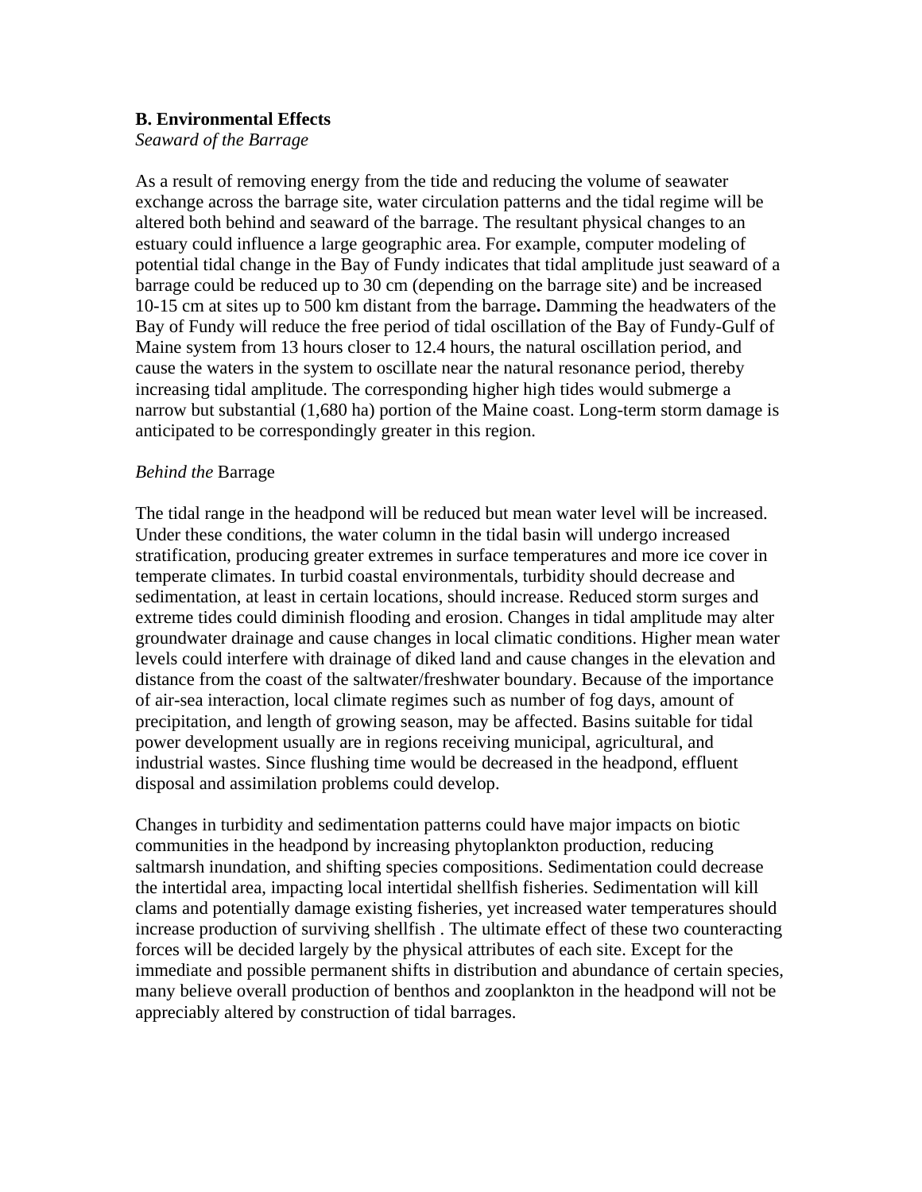**B. Environmental Effects**

*Seaward of the Barrage*

As a result of removing energy from the tide and reducing the volume of seawater exchange across the barrage site, water circulation patterns and the tidal regime will be altered both behind and seaward of the barrage. The resultant physical changes to an estuary could influence a large geographic area. For example, computer modeling of potential tidal change in the Bay of Fundy indicates that tidal amplitude just seaward of a barrage could be reduced up to 30 cm (depending on the barrage site) and be increased 10-15 cm at sites up to 500 km distant from the barrage**.** Damming the headwaters of the Bay of Fundy will reduce the free period of tidal oscillation of the Bay of Fundy-Gulf of Maine system from 13 hours closer to 12.4 hours, the natural oscillation period, and cause the waters in the system to oscillate near the natural resonance period, thereby increasing tidal amplitude. The corresponding higher high tides would submerge a narrow but substantial (1,680 ha) portion of the Maine coast. Long-term storm damage is anticipated to be correspondingly greater in this region.

*Behind the* Barrage

The tidal range in the headpond will be reduced but mean water level will be increased. Under these conditions, the water column in the tidal basin will undergo increased stratification, producing greater extremes in surface temperatures and more ice cover in temperate climates. In turbid coastal environmentals, turbidity should decrease and sedimentation, at least in certain locations, should increase. Reduced storm surges and extreme tides could diminish flooding and erosion. Changes in tidal amplitude may alter groundwater drainage and cause changes in local climatic conditions. Higher mean water levels could interfere with drainage of diked land and cause changes in the elevation and distance from the coast of the saltwater/freshwater boundary. Because of the importance of air-sea interaction, local climate regimes such as number of fog days, amount of precipitation, and length of growing season, may be affected. Basins suitable for tidal power development usually are in regions receiving municipal, agricultural, and industrial wastes. Since flushing time would be decreased in the headpond, effluent disposal and assimilation problems could develop.

Changes in turbidity and sedimentation patterns could have major impacts on biotic communities in the headpond by increasing phytoplankton production, reducing saltmarsh inundation, and shifting species compositions. Sedimentation could decrease the intertidal area, impacting local intertidal shellfish fisheries. Sedimentation will kill clams and potentially damage existing fisheries, yet increased water temperatures should increase production of surviving shellfish . The ultimate effect of these two counteracting forces will be decided largely by the physical attributes of each site. Except for the immediate and possible permanent shifts in distribution and abundance of certain species, many believe overall production of benthos and zooplankton in the headpond will not be appreciably altered by construction of tidal barrages.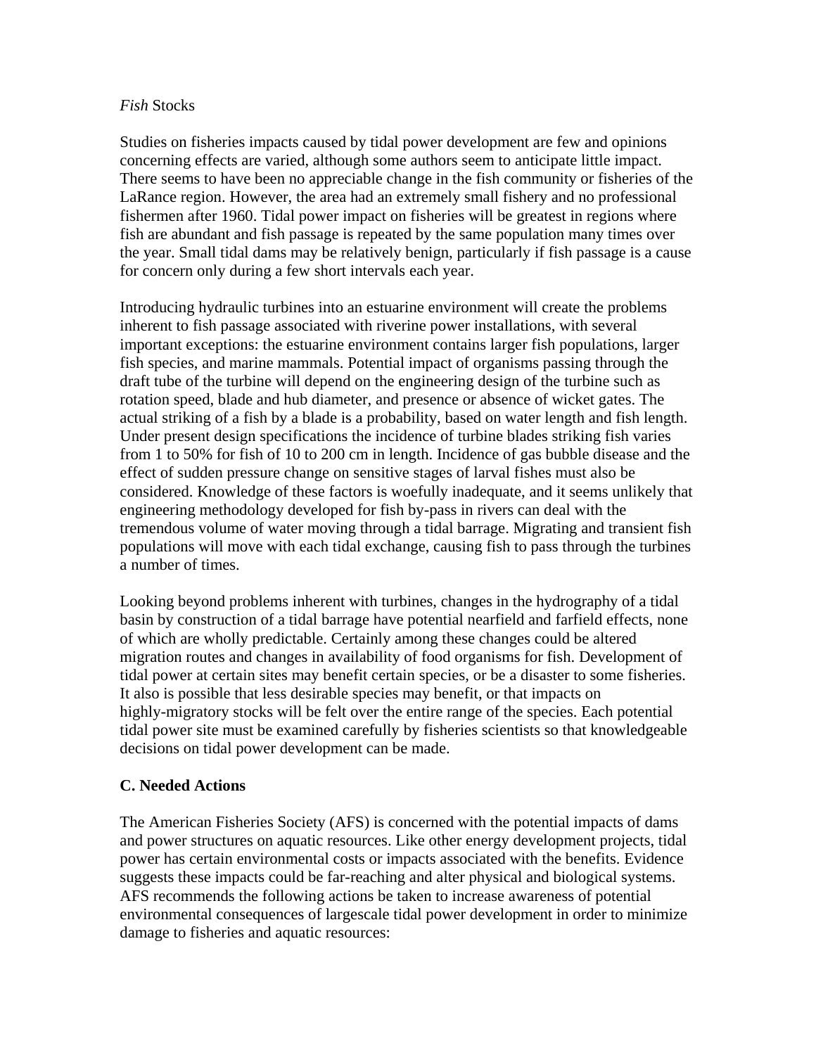*Fish* Stocks

Studies on fisheries impacts caused by tidal power development are few and opinions concerning effects are varied, although some authors seem to anticipate little impact. There seems to have been no appreciable change in the fish community or fisheries of the LaRance region. However, the area had an extremely small fishery and no professional fishermen after 1960. Tidal power impact on fisheries will be greatest in regions where fish are abundant and fish passage is repeated by the same population many times over the year. Small tidal dams may be relatively benign, particularly if fish passage is a cause for concern only during a few short intervals each year.

Introducing hydraulic turbines into an estuarine environment will create the problems inherent to fish passage associated with riverine power installations, with several important exceptions: the estuarine environment contains larger fish populations, larger fish species, and marine mammals. Potential impact of organisms passing through the draft tube of the turbine will depend on the engineering design of the turbine such as rotation speed, blade and hub diameter, and presence or absence of wicket gates. The actual striking of a fish by a blade is a probability, based on water length and fish length. Under present design specifications the incidence of turbine blades striking fish varies from 1 to 50% for fish of 10 to 200 cm in length. Incidence of gas bubble disease and the effect of sudden pressure change on sensitive stages of larval fishes must also be considered. Knowledge of these factors is woefully inadequate, and it seems unlikely that engineering methodology developed for fish by-pass in rivers can deal with the tremendous volume of water moving through a tidal barrage. Migrating and transient fish populations will move with each tidal exchange, causing fish to pass through the turbines a number of times.

Looking beyond problems inherent with turbines, changes in the hydrography of a tidal basin by construction of a tidal barrage have potential nearfield and farfield effects, none of which are wholly predictable. Certainly among these changes could be altered migration routes and changes in availability of food organisms for fish. Development of tidal power at certain sites may benefit certain species, or be a disaster to some fisheries. It also is possible that less desirable species may benefit, or that impacts on highly-migratory stocks will be felt over the entire range of the species. Each potential tidal power site must be examined carefully by fisheries scientists so that knowledgeable decisions on tidal power development can be made.

**C. Needed Actions**

The American Fisheries Society (AFS) is concerned with the potential impacts of dams and power structures on aquatic resources. Like other energy development projects, tidal power has certain environmental costs or impacts associated with the benefits. Evidence suggests these impacts could be far-reaching and alter physical and biological systems. AFS recommends the following actions be taken to increase awareness of potential environmental consequences of largescale tidal power development in order to minimize damage to fisheries and aquatic resources: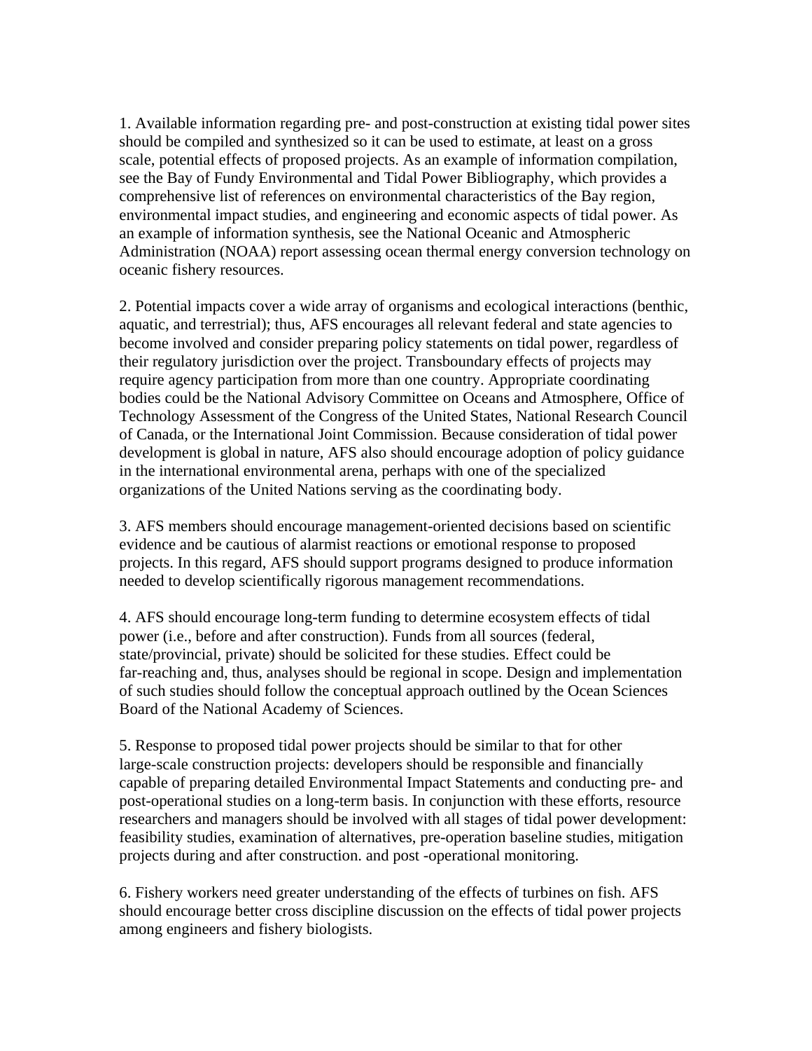1. Available information regarding pre- and post-construction at existing tidal power sites should be compiled and synthesized so it can be used to estimate, at least on a gross scale, potential effects of proposed projects. As an example of information compilation, see the Bay of Fundy Environmental and Tidal Power Bibliography, which provides a comprehensive list of references on environmental characteristics of the Bay region, environmental impact studies, and engineering and economic aspects of tidal power. As an example of information synthesis, see the National Oceanic and Atmospheric Administration (NOAA) report assessing ocean thermal energy conversion technology on oceanic fishery resources.

2. Potential impacts cover a wide array of organisms and ecological interactions (benthic, aquatic, and terrestrial); thus, AFS encourages all relevant federal and state agencies to become involved and consider preparing policy statements on tidal power, regardless of their regulatory jurisdiction over the project. Transboundary effects of projects may require agency participation from more than one country. Appropriate coordinating bodies could be the National Advisory Committee on Oceans and Atmosphere, Office of Technology Assessment of the Congress of the United States, National Research Council of Canada, or the International Joint Commission. Because consideration of tidal power development is global in nature, AFS also should encourage adoption of policy guidance in the international environmental arena, perhaps with one of the specialized organizations of the United Nations serving as the coordinating body.

3. AFS members should encourage management-oriented decisions based on scientific evidence and be cautious of alarmist reactions or emotional response to proposed projects. In this regard, AFS should support programs designed to produce information needed to develop scientifically rigorous management recommendations.

4. AFS should encourage long-term funding to determine ecosystem effects of tidal power (i.e., before and after construction). Funds from all sources (federal, state/provincial, private) should be solicited for these studies. Effect could be far-reaching and, thus, analyses should be regional in scope. Design and implementation of such studies should follow the conceptual approach outlined by the Ocean Sciences Board of the National Academy of Sciences.

5. Response to proposed tidal power projects should be similar to that for other large-scale construction projects: developers should be responsible and financially capable of preparing detailed Environmental Impact Statements and conducting pre- and post-operational studies on a long-term basis. In conjunction with these efforts, resource researchers and managers should be involved with all stages of tidal power development: feasibility studies, examination of alternatives, pre-operation baseline studies, mitigation projects during and after construction. and post -operational monitoring.

6. Fishery workers need greater understanding of the effects of turbines on fish. AFS should encourage better cross discipline discussion on the effects of tidal power projects among engineers and fishery biologists.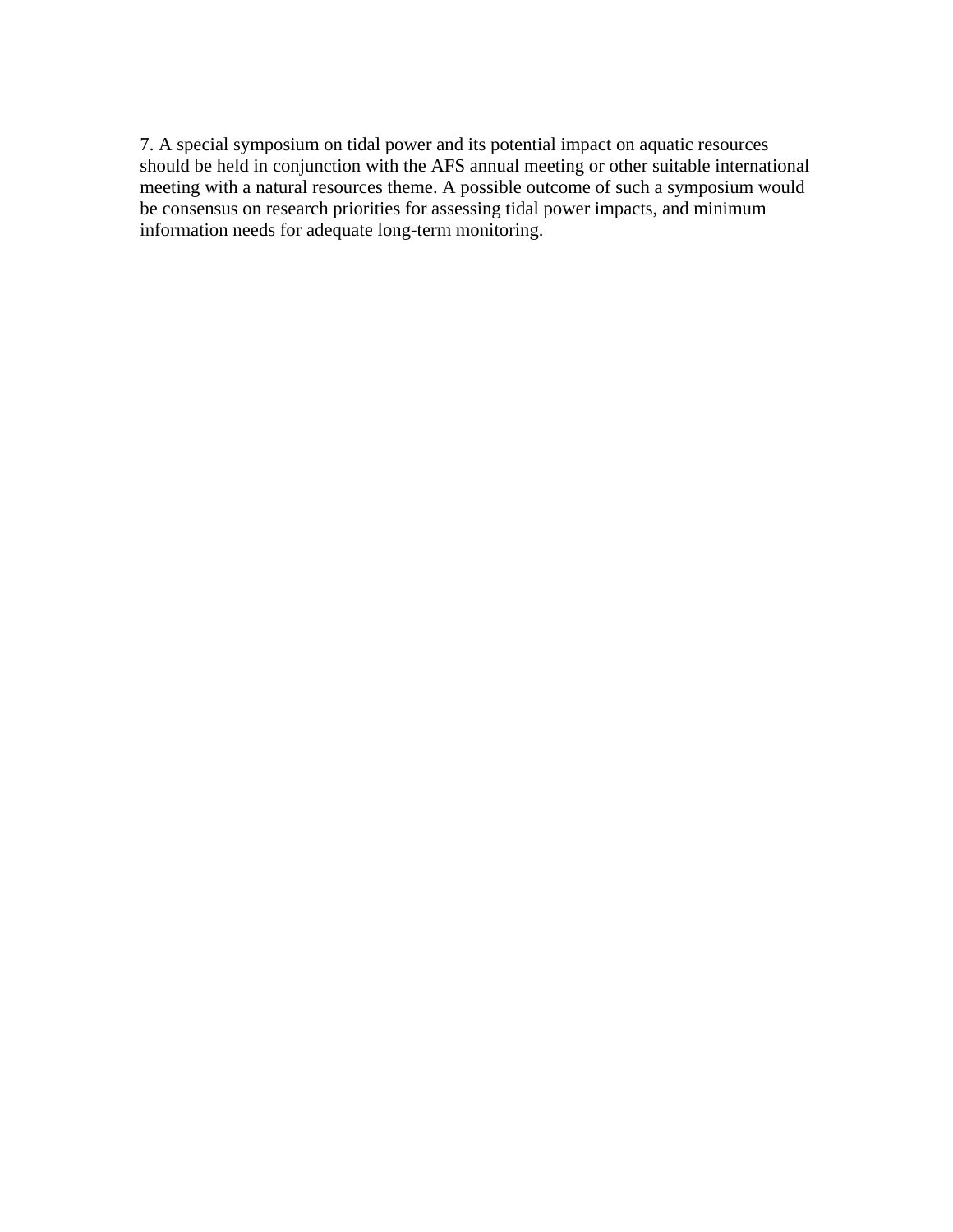7. A special symposium on tidal power and its potential impact on aquatic resources should be held in conjunction with the AFS annual meeting or other suitable international meeting with a natural resources theme. A possible outcome of such a symposium would be consensus on research priorities for assessing tidal power impacts, and minimum information needs for adequate long-term monitoring.